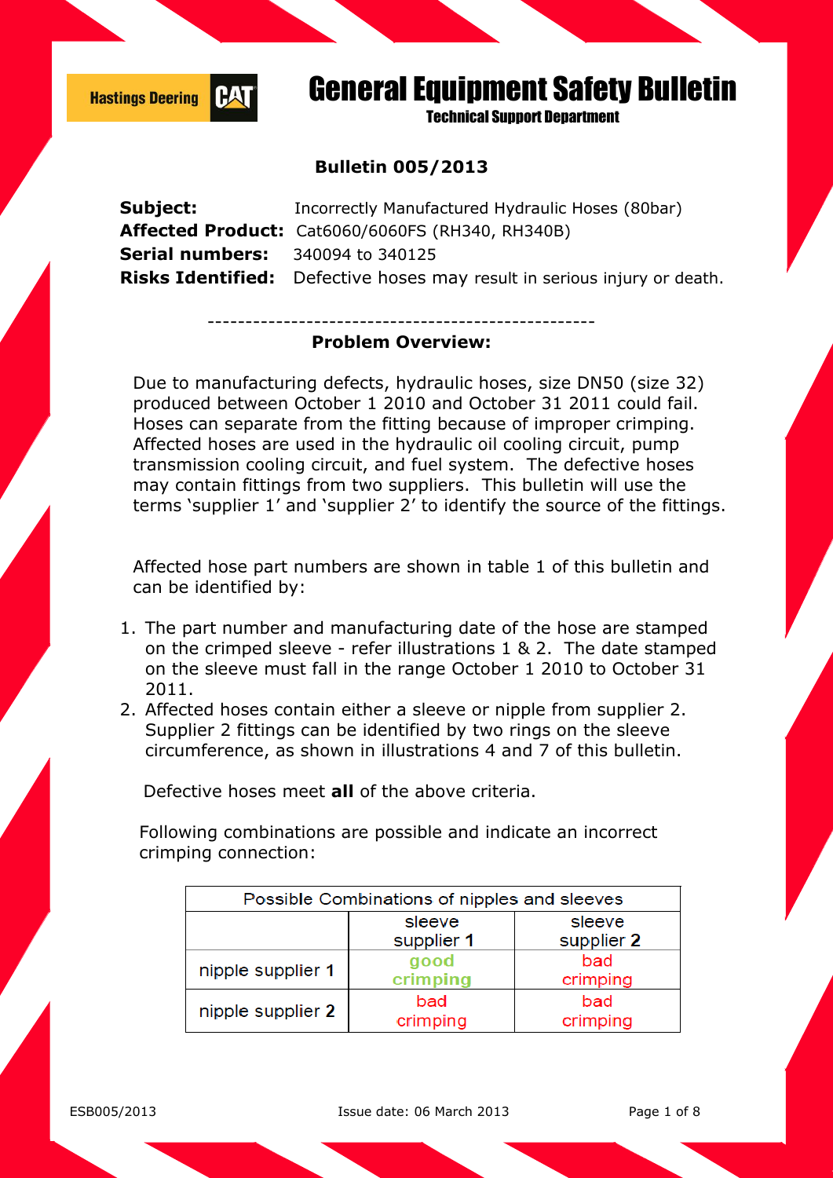Hastings Deering CAT

# General Equipment Safety Bulletin

Technical Support Department

## Bulletin 005/2013

**Subject:** Incorrectly Manufactured Hydraulic Hoses (80bar)
**Affected Product:** Cat6060/6060FS (RH340, RH340B)
**Serial numbers:** 340094 to 340125
**Risks Identified:** Defective hoses may result in serious injury or death.

---------------------------------------------------

### Problem Overview:

Due to manufacturing defects, hydraulic hoses, size DN50 (size 32) produced between October 1 2010 and October 31 2011 could fail. Hoses can separate from the fitting because of improper crimping. Affected hoses are used in the hydraulic oil cooling circuit, pump transmission cooling circuit, and fuel system. The defective hoses may contain fittings from two suppliers. This bulletin will use the terms 'supplier 1' and 'supplier 2' to identify the source of the fittings.

Affected hose part numbers are shown in table 1 of this bulletin and can be identified by:

1. The part number and manufacturing date of the hose are stamped on the crimped sleeve - refer illustrations 1 & 2. The date stamped on the sleeve must fall in the range October 1 2010 to October 31 2011.
2. Affected hoses contain either a sleeve or nipple from supplier 2. Supplier 2 fittings can be identified by two rings on the sleeve circumference, as shown in illustrations 4 and 7 of this bulletin.

Defective hoses meet **all** of the above criteria.

Following combinations are possible and indicate an incorrect crimping connection:

| Possible Combinations of nipples and sleeves | | |
|---|---|---|
| | sleeve supplier **1** | sleeve supplier **2** |
| nipple supplier **1** | good crimping | bad crimping |
| nipple supplier **2** | bad crimping | bad crimping |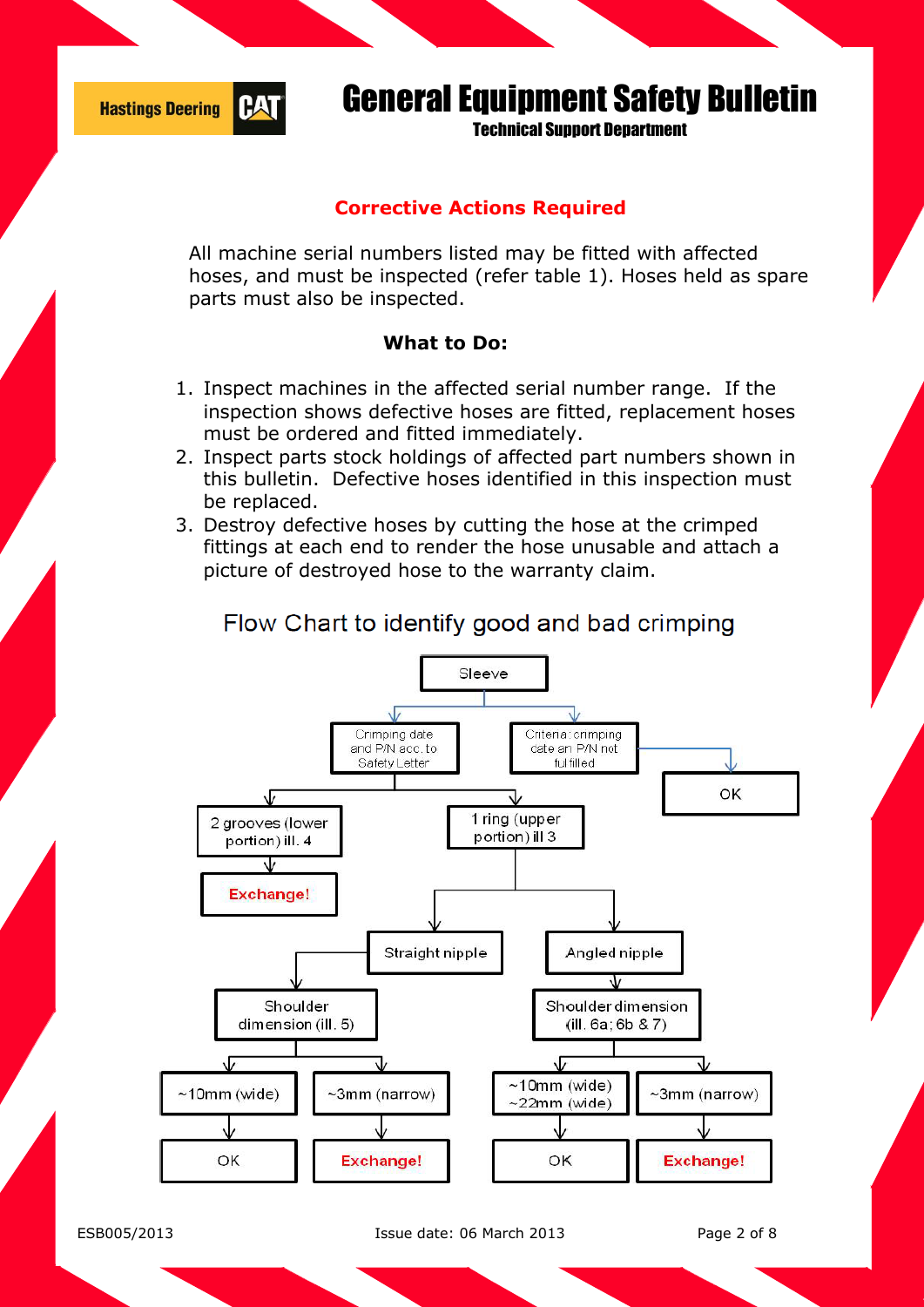## Corrective Actions Required

All machine serial numbers listed may be fitted with affected hoses, and must be inspected (refer table 1). Hoses held as spare parts must also be inspected.

**What to Do:**

1. Inspect machines in the affected serial number range. If the inspection shows defective hoses are fitted, replacement hoses must be ordered and fitted immediately.
2. Inspect parts stock holdings of affected part numbers shown in this bulletin. Defective hoses identified in this inspection must be replaced.
3. Destroy defective hoses by cutting the hose at the crimped fittings at each end to render the hose unusable and attach a picture of destroyed hose to the warranty claim.

### Flow Chart to identify good and bad crimping

- Sleeve
  - Crimping date and P/N acc. to Safety Letter
    - 2 grooves (lower portion) ill. 4 → **Exchange!**
    - 1 ring (upper portion) ill 3
      - Straight nipple
        - Shoulder dimension (ill. 5)
          - ~10mm (wide) → OK
          - ~3mm (narrow) → **Exchange!**
      - Angled nipple
        - Shoulder dimension (ill. 6a; 6b & 7)
          - ~10mm (wide) ~22mm (wide) → OK
          - ~3mm (narrow) → **Exchange!**
  - Criteria: crimping date an P/N not fulfilled → OK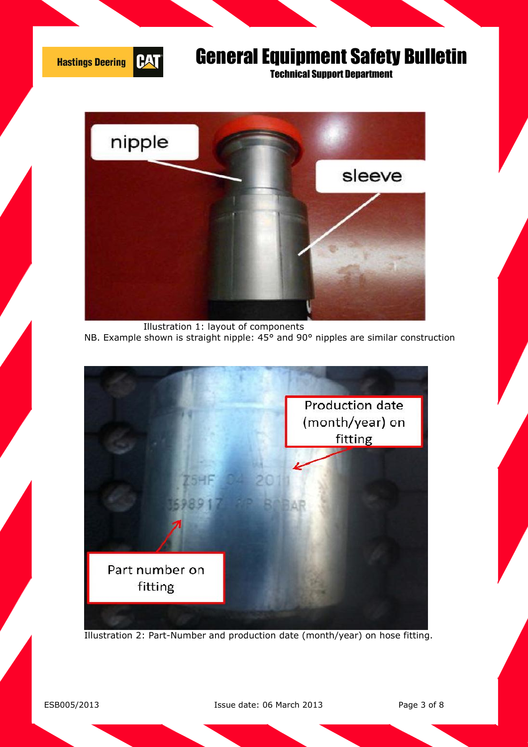Illustration 1: layout of components

NB. Example shown is straight nipple: 45° and 90° nipples are similar construction

Illustration 2: Part-Number and production date (month/year) on hose fitting.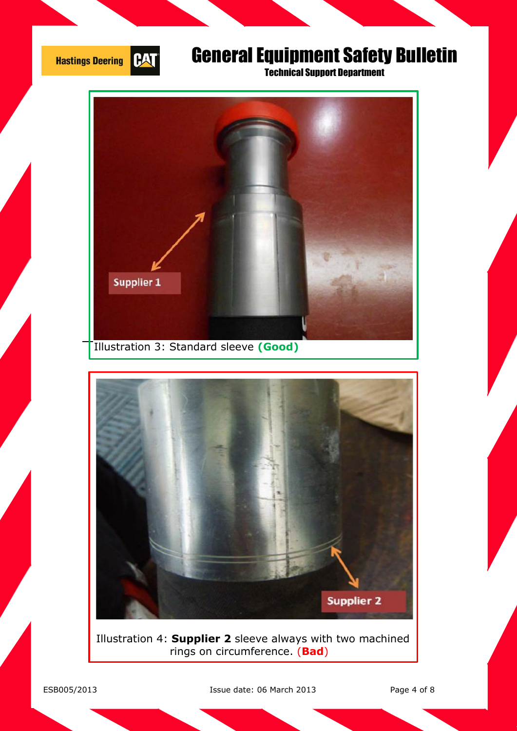Illustration 3: Standard sleeve **(Good)**

Illustration 4: **Supplier 2** sleeve always with two machined rings on circumference. (**Bad**)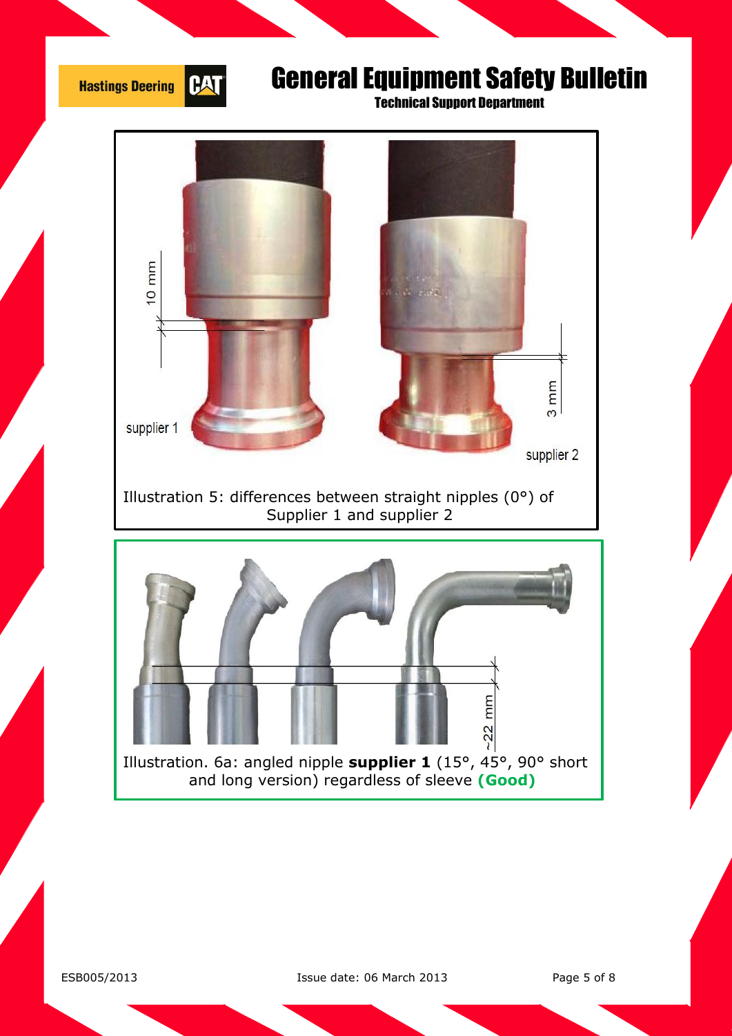# General Equipment Safety Bulletin

Technical Support Department

10 mm

supplier 1

3 mm

supplier 2

Illustration 5: differences between straight nipples (0°) of Supplier 1 and supplier 2

~22 mm

Illustration. 6a: angled nipple **supplier 1** (15°, 45°, 90° short and long version) regardless of sleeve **(Good)**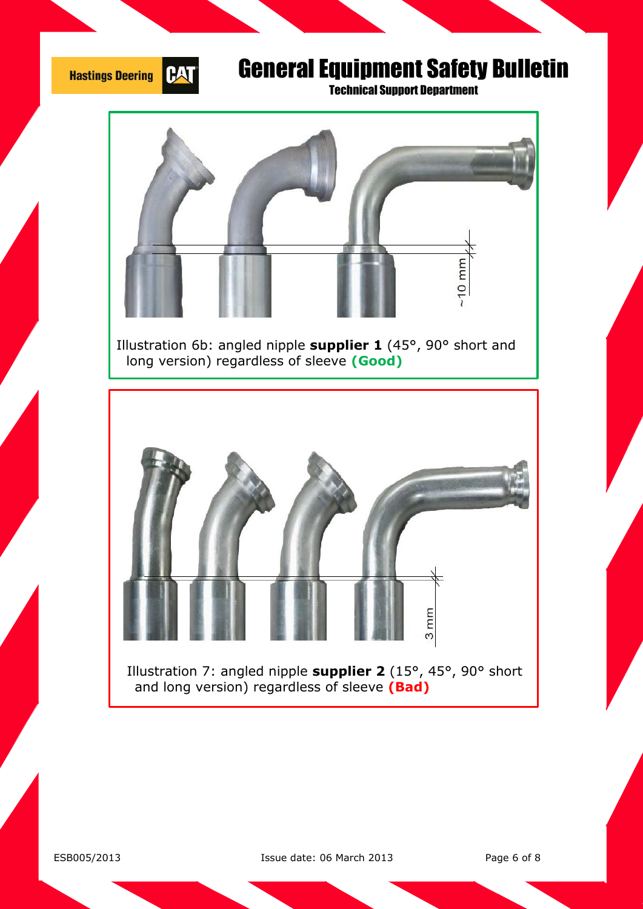Illustration 6b: angled nipple **supplier 1** (45°, 90° short and long version) regardless of sleeve **(Good)**

Illustration 7: angled nipple **supplier 2** (15°, 45°, 90° short and long version) regardless of sleeve **(Bad)**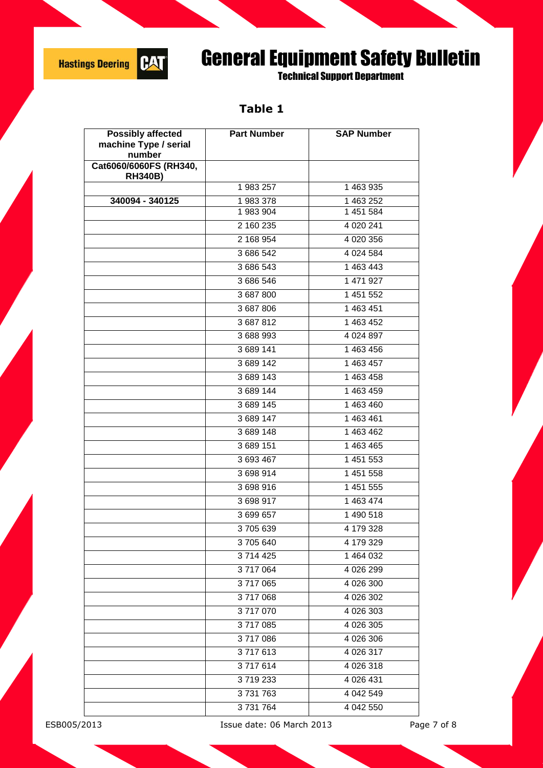## Table 1

| Possibly affected machine Type / serial number | Part Number | SAP Number |
|---|---|---|
| Cat6060/6060FS (RH340, RH340B) | | |
| | 1 983 257 | 1 463 935 |
| 340094 - 340125 | 1 983 378 | 1 463 252 |
| | 1 983 904 | 1 451 584 |
| | 2 160 235 | 4 020 241 |
| | 2 168 954 | 4 020 356 |
| | 3 686 542 | 4 024 584 |
| | 3 686 543 | 1 463 443 |
| | 3 686 546 | 1 471 927 |
| | 3 687 800 | 1 451 552 |
| | 3 687 806 | 1 463 451 |
| | 3 687 812 | 1 463 452 |
| | 3 688 993 | 4 024 897 |
| | 3 689 141 | 1 463 456 |
| | 3 689 142 | 1 463 457 |
| | 3 689 143 | 1 463 458 |
| | 3 689 144 | 1 463 459 |
| | 3 689 145 | 1 463 460 |
| | 3 689 147 | 1 463 461 |
| | 3 689 148 | 1 463 462 |
| | 3 689 151 | 1 463 465 |
| | 3 693 467 | 1 451 553 |
| | 3 698 914 | 1 451 558 |
| | 3 698 916 | 1 451 555 |
| | 3 698 917 | 1 463 474 |
| | 3 699 657 | 1 490 518 |
| | 3 705 639 | 4 179 328 |
| | 3 705 640 | 4 179 329 |
| | 3 714 425 | 1 464 032 |
| | 3 717 064 | 4 026 299 |
| | 3 717 065 | 4 026 300 |
| | 3 717 068 | 4 026 302 |
| | 3 717 070 | 4 026 303 |
| | 3 717 085 | 4 026 305 |
| | 3 717 086 | 4 026 306 |
| | 3 717 613 | 4 026 317 |
| | 3 717 614 | 4 026 318 |
| | 3 719 233 | 4 026 431 |
| | 3 731 763 | 4 042 549 |
| | 3 731 764 | 4 042 550 |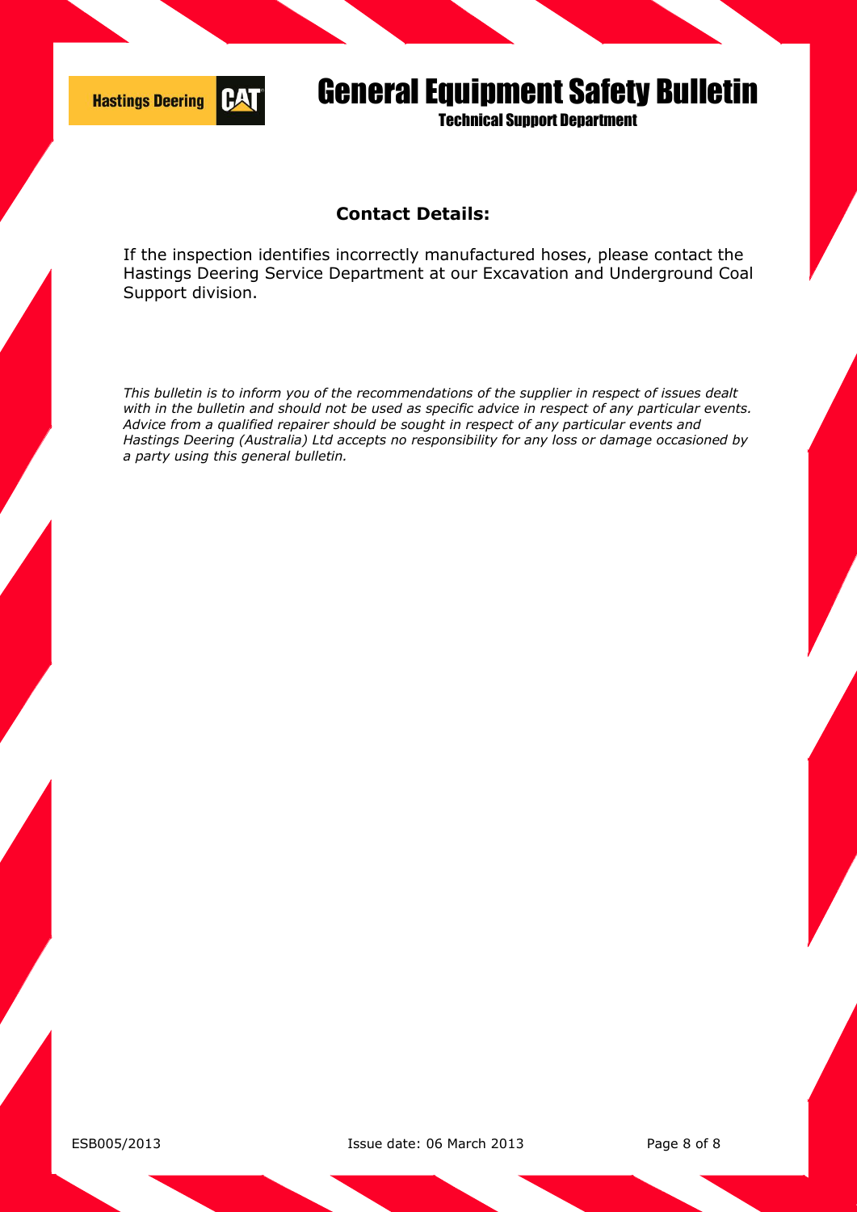## Contact Details:

If the inspection identifies incorrectly manufactured hoses, please contact the Hastings Deering Service Department at our Excavation and Underground Coal Support division.

*This bulletin is to inform you of the recommendations of the supplier in respect of issues dealt with in the bulletin and should not be used as specific advice in respect of any particular events. Advice from a qualified repairer should be sought in respect of any particular events and Hastings Deering (Australia) Ltd accepts no responsibility for any loss or damage occasioned by a party using this general bulletin.*